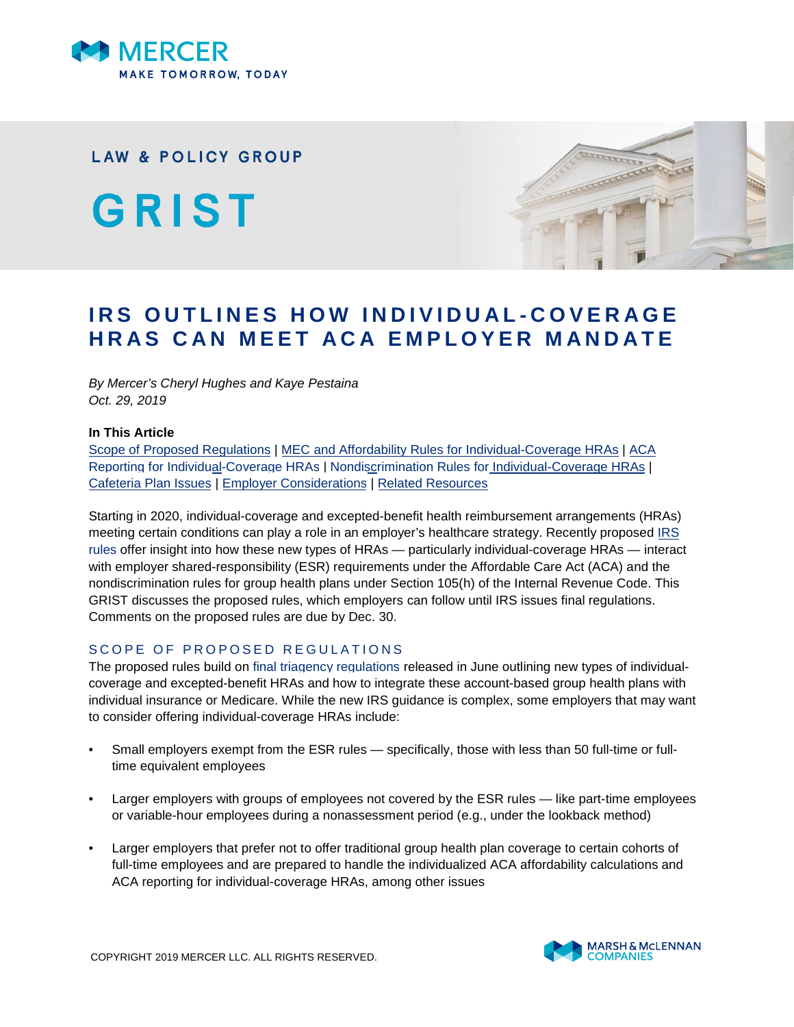MERCER

MAKE TOMORROW, TODAY

LAW & POLICY GROUP

# GRIST

# IRS OUTLINES HOW INDIVIDUAL-COVERAGE HRAS CAN MEET ACA EMPLOYER MANDATE

*By Mercer's Cheryl Hughes and Kaye Pestaina*
*Oct. 29, 2019*

**In This Article**

Scope of Proposed Regulations | MEC and Affordability Rules for Individual-Coverage HRAs | ACA Reporting for Individual-Coverage HRAs | Nondiscrimination Rules for Individual-Coverage HRAs | Cafeteria Plan Issues | Employer Considerations | Related Resources

Starting in 2020, individual-coverage and excepted-benefit health reimbursement arrangements (HRAs) meeting certain conditions can play a role in an employer's healthcare strategy. Recently proposed IRS rules offer insight into how these new types of HRAs — particularly individual-coverage HRAs — interact with employer shared-responsibility (ESR) requirements under the Affordable Care Act (ACA) and the nondiscrimination rules for group health plans under Section 105(h) of the Internal Revenue Code. This GRIST discusses the proposed rules, which employers can follow until IRS issues final regulations. Comments on the proposed rules are due by Dec. 30.

## SCOPE OF PROPOSED REGULATIONS

The proposed rules build on final triagency regulations released in June outlining new types of individual-coverage and excepted-benefit HRAs and how to integrate these account-based group health plans with individual insurance or Medicare. While the new IRS guidance is complex, some employers that may want to consider offering individual-coverage HRAs include:

- Small employers exempt from the ESR rules — specifically, those with less than 50 full-time or full-time equivalent employees
- Larger employers with groups of employees not covered by the ESR rules — like part-time employees or variable-hour employees during a nonassessment period (e.g., under the lookback method)
- Larger employers that prefer not to offer traditional group health plan coverage to certain cohorts of full-time employees and are prepared to handle the individualized ACA affordability calculations and ACA reporting for individual-coverage HRAs, among other issues

COPYRIGHT 2019 MERCER LLC. ALL RIGHTS RESERVED.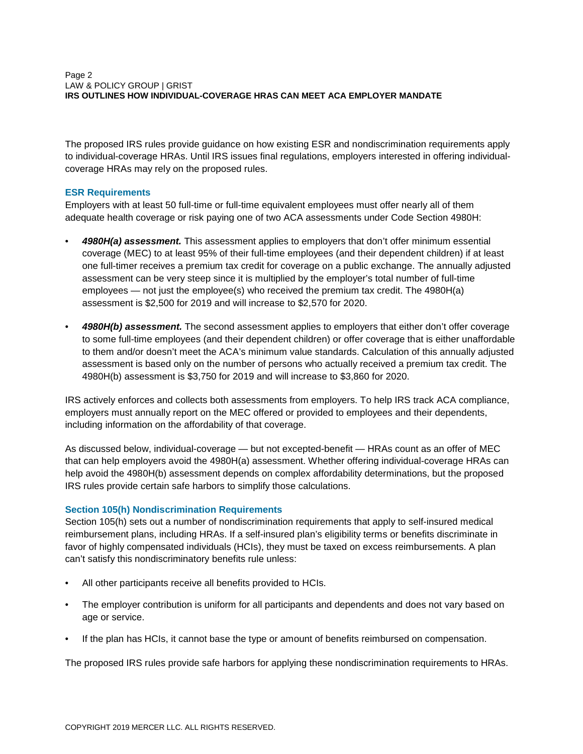The proposed IRS rules provide guidance on how existing ESR and nondiscrimination requirements apply to individual-coverage HRAs. Until IRS issues final regulations, employers interested in offering individual-coverage HRAs may rely on the proposed rules.

### ESR Requirements

Employers with at least 50 full-time or full-time equivalent employees must offer nearly all of them adequate health coverage or risk paying one of two ACA assessments under Code Section 4980H:

- ***4980H(a) assessment.*** This assessment applies to employers that don't offer minimum essential coverage (MEC) to at least 95% of their full-time employees (and their dependent children) if at least one full-timer receives a premium tax credit for coverage on a public exchange. The annually adjusted assessment can be very steep since it is multiplied by the employer's total number of full-time employees — not just the employee(s) who received the premium tax credit. The 4980H(a) assessment is $2,500 for 2019 and will increase to $2,570 for 2020.

- ***4980H(b) assessment.*** The second assessment applies to employers that either don't offer coverage to some full-time employees (and their dependent children) or offer coverage that is either unaffordable to them and/or doesn't meet the ACA's minimum value standards. Calculation of this annually adjusted assessment is based only on the number of persons who actually received a premium tax credit. The 4980H(b) assessment is $3,750 for 2019 and will increase to $3,860 for 2020.

IRS actively enforces and collects both assessments from employers. To help IRS track ACA compliance, employers must annually report on the MEC offered or provided to employees and their dependents, including information on the affordability of that coverage.

As discussed below, individual-coverage — but not excepted-benefit — HRAs count as an offer of MEC that can help employers avoid the 4980H(a) assessment. Whether offering individual-coverage HRAs can help avoid the 4980H(b) assessment depends on complex affordability determinations, but the proposed IRS rules provide certain safe harbors to simplify those calculations.

### Section 105(h) Nondiscrimination Requirements

Section 105(h) sets out a number of nondiscrimination requirements that apply to self-insured medical reimbursement plans, including HRAs. If a self-insured plan's eligibility terms or benefits discriminate in favor of highly compensated individuals (HCIs), they must be taxed on excess reimbursements. A plan can't satisfy this nondiscriminatory benefits rule unless:

- All other participants receive all benefits provided to HCIs.

- The employer contribution is uniform for all participants and dependents and does not vary based on age or service.

- If the plan has HCIs, it cannot base the type or amount of benefits reimbursed on compensation.

The proposed IRS rules provide safe harbors for applying these nondiscrimination requirements to HRAs.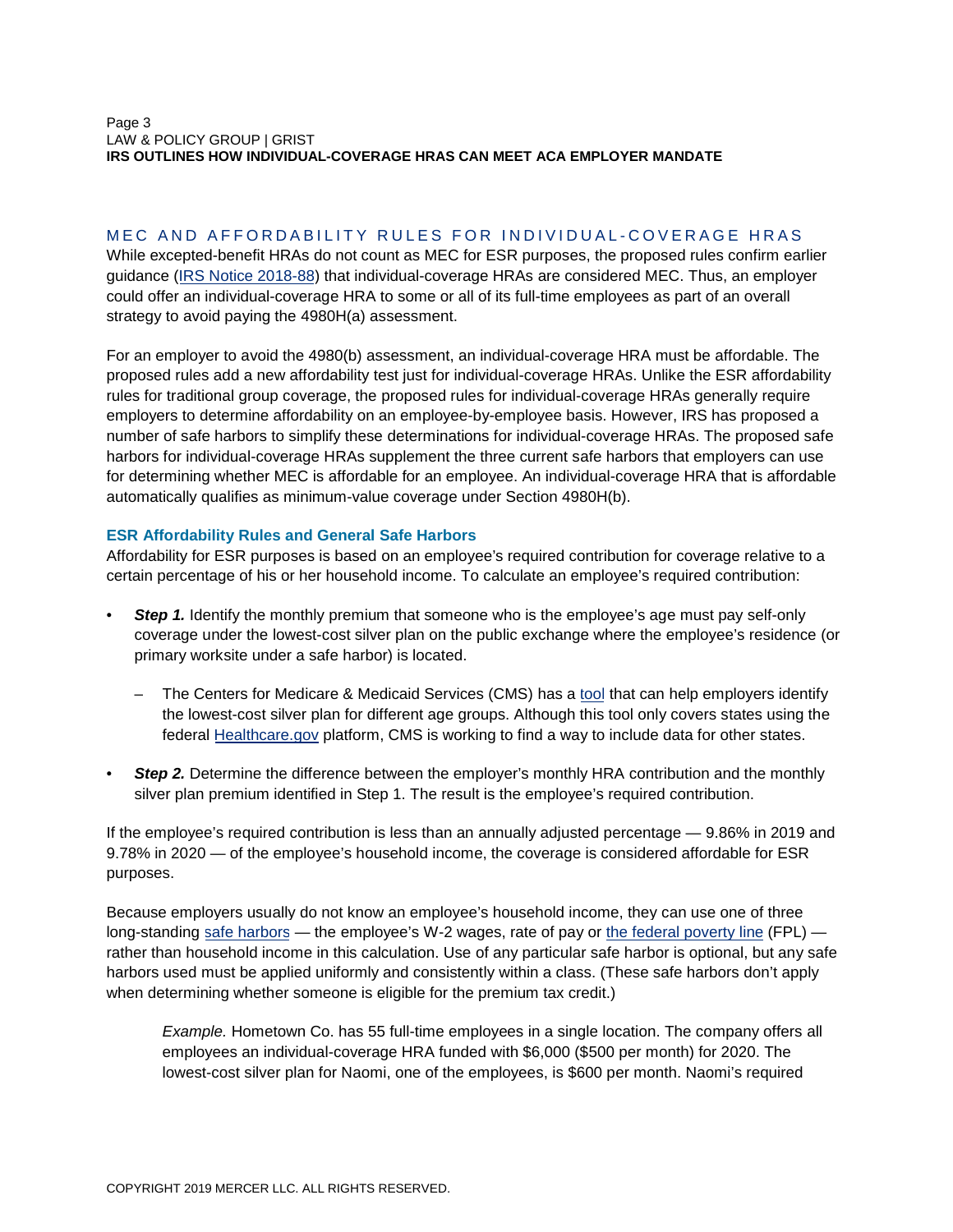## MEC AND AFFORDABILITY RULES FOR INDIVIDUAL-COVERAGE HRAS

While excepted-benefit HRAs do not count as MEC for ESR purposes, the proposed rules confirm earlier guidance (IRS Notice 2018-88) that individual-coverage HRAs are considered MEC. Thus, an employer could offer an individual-coverage HRA to some or all of its full-time employees as part of an overall strategy to avoid paying the 4980H(a) assessment.

For an employer to avoid the 4980(b) assessment, an individual-coverage HRA must be affordable. The proposed rules add a new affordability test just for individual-coverage HRAs. Unlike the ESR affordability rules for traditional group coverage, the proposed rules for individual-coverage HRAs generally require employers to determine affordability on an employee-by-employee basis. However, IRS has proposed a number of safe harbors to simplify these determinations for individual-coverage HRAs. The proposed safe harbors for individual-coverage HRAs supplement the three current safe harbors that employers can use for determining whether MEC is affordable for an employee. An individual-coverage HRA that is affordable automatically qualifies as minimum-value coverage under Section 4980H(b).

### ESR Affordability Rules and General Safe Harbors

Affordability for ESR purposes is based on an employee's required contribution for coverage relative to a certain percentage of his or her household income. To calculate an employee's required contribution:

- ***Step 1.*** Identify the monthly premium that someone who is the employee's age must pay self-only coverage under the lowest-cost silver plan on the public exchange where the employee's residence (or primary worksite under a safe harbor) is located.
  - The Centers for Medicare & Medicaid Services (CMS) has a tool that can help employers identify the lowest-cost silver plan for different age groups. Although this tool only covers states using the federal Healthcare.gov platform, CMS is working to find a way to include data for other states.
- ***Step 2.*** Determine the difference between the employer's monthly HRA contribution and the monthly silver plan premium identified in Step 1. The result is the employee's required contribution.

If the employee's required contribution is less than an annually adjusted percentage — 9.86% in 2019 and 9.78% in 2020 — of the employee's household income, the coverage is considered affordable for ESR purposes.

Because employers usually do not know an employee's household income, they can use one of three long-standing safe harbors — the employee's W-2 wages, rate of pay or the federal poverty line (FPL) — rather than household income in this calculation. Use of any particular safe harbor is optional, but any safe harbors used must be applied uniformly and consistently within a class. (These safe harbors don't apply when determining whether someone is eligible for the premium tax credit.)

> *Example.* Hometown Co. has 55 full-time employees in a single location. The company offers all employees an individual-coverage HRA funded with $6,000 ($500 per month) for 2020. The lowest-cost silver plan for Naomi, one of the employees, is $600 per month. Naomi's required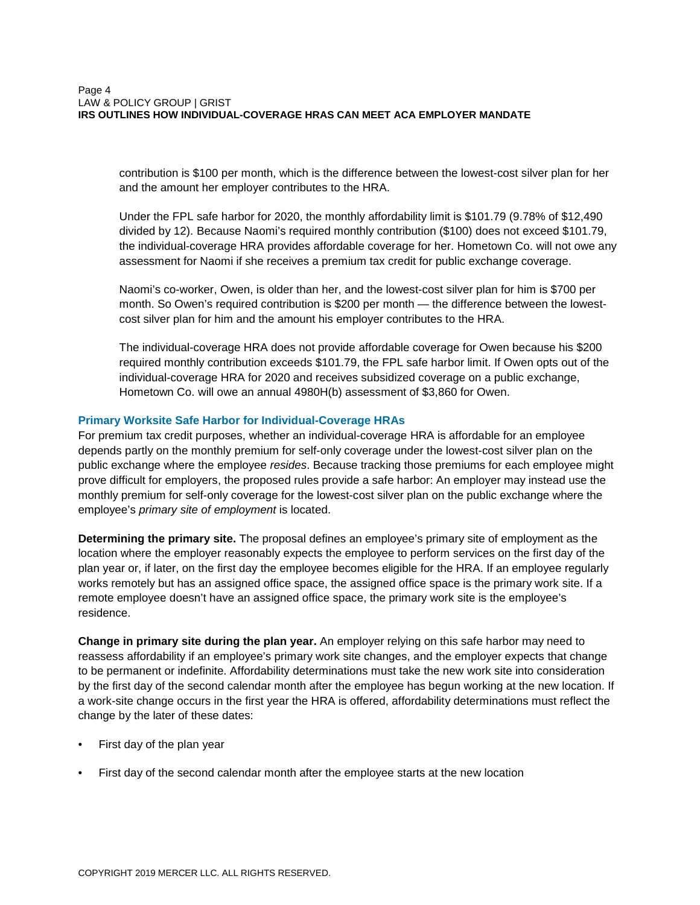contribution is \$100 per month, which is the difference between the lowest-cost silver plan for her and the amount her employer contributes to the HRA.

Under the FPL safe harbor for 2020, the monthly affordability limit is \$101.79 (9.78% of \$12,490 divided by 12). Because Naomi's required monthly contribution (\$100) does not exceed \$101.79, the individual-coverage HRA provides affordable coverage for her. Hometown Co. will not owe any assessment for Naomi if she receives a premium tax credit for public exchange coverage.

Naomi's co-worker, Owen, is older than her, and the lowest-cost silver plan for him is \$700 per month. So Owen's required contribution is \$200 per month — the difference between the lowest-cost silver plan for him and the amount his employer contributes to the HRA.

The individual-coverage HRA does not provide affordable coverage for Owen because his \$200 required monthly contribution exceeds \$101.79, the FPL safe harbor limit. If Owen opts out of the individual-coverage HRA for 2020 and receives subsidized coverage on a public exchange, Hometown Co. will owe an annual 4980H(b) assessment of \$3,860 for Owen.

### Primary Worksite Safe Harbor for Individual-Coverage HRAs

For premium tax credit purposes, whether an individual-coverage HRA is affordable for an employee depends partly on the monthly premium for self-only coverage under the lowest-cost silver plan on the public exchange where the employee *resides*. Because tracking those premiums for each employee might prove difficult for employers, the proposed rules provide a safe harbor: An employer may instead use the monthly premium for self-only coverage for the lowest-cost silver plan on the public exchange where the employee's *primary site of employment* is located.

**Determining the primary site.** The proposal defines an employee's primary site of employment as the location where the employer reasonably expects the employee to perform services on the first day of the plan year or, if later, on the first day the employee becomes eligible for the HRA. If an employee regularly works remotely but has an assigned office space, the assigned office space is the primary work site. If a remote employee doesn't have an assigned office space, the primary work site is the employee's residence.

**Change in primary site during the plan year.** An employer relying on this safe harbor may need to reassess affordability if an employee's primary work site changes, and the employer expects that change to be permanent or indefinite. Affordability determinations must take the new work site into consideration by the first day of the second calendar month after the employee has begun working at the new location. If a work-site change occurs in the first year the HRA is offered, affordability determinations must reflect the change by the later of these dates:

- First day of the plan year
- First day of the second calendar month after the employee starts at the new location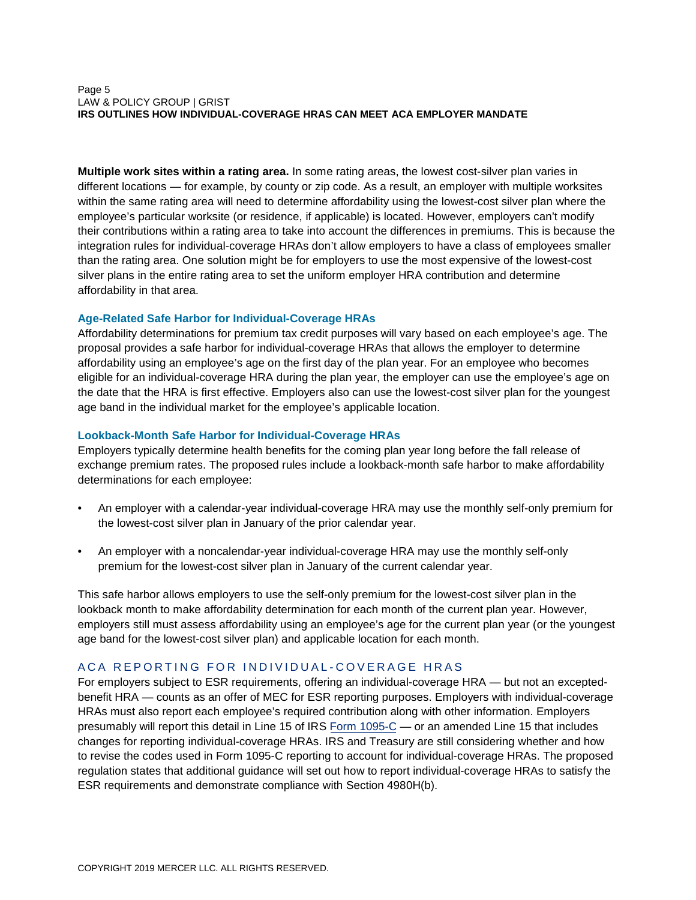**Multiple work sites within a rating area.** In some rating areas, the lowest cost-silver plan varies in different locations — for example, by county or zip code. As a result, an employer with multiple worksites within the same rating area will need to determine affordability using the lowest-cost silver plan where the employee's particular worksite (or residence, if applicable) is located. However, employers can't modify their contributions within a rating area to take into account the differences in premiums. This is because the integration rules for individual-coverage HRAs don't allow employers to have a class of employees smaller than the rating area. One solution might be for employers to use the most expensive of the lowest-cost silver plans in the entire rating area to set the uniform employer HRA contribution and determine affordability in that area.

### Age-Related Safe Harbor for Individual-Coverage HRAs

Affordability determinations for premium tax credit purposes will vary based on each employee's age. The proposal provides a safe harbor for individual-coverage HRAs that allows the employer to determine affordability using an employee's age on the first day of the plan year. For an employee who becomes eligible for an individual-coverage HRA during the plan year, the employer can use the employee's age on the date that the HRA is first effective. Employers also can use the lowest-cost silver plan for the youngest age band in the individual market for the employee's applicable location.

### Lookback-Month Safe Harbor for Individual-Coverage HRAs

Employers typically determine health benefits for the coming plan year long before the fall release of exchange premium rates. The proposed rules include a lookback-month safe harbor to make affordability determinations for each employee:

- An employer with a calendar-year individual-coverage HRA may use the monthly self-only premium for the lowest-cost silver plan in January of the prior calendar year.
- An employer with a noncalendar-year individual-coverage HRA may use the monthly self-only premium for the lowest-cost silver plan in January of the current calendar year.

This safe harbor allows employers to use the self-only premium for the lowest-cost silver plan in the lookback month to make affordability determination for each month of the current plan year. However, employers still must assess affordability using an employee's age for the current plan year (or the youngest age band for the lowest-cost silver plan) and applicable location for each month.

## ACA REPORTING FOR INDIVIDUAL-COVERAGE HRAS

For employers subject to ESR requirements, offering an individual-coverage HRA — but not an excepted-benefit HRA — counts as an offer of MEC for ESR reporting purposes. Employers with individual-coverage HRAs must also report each employee's required contribution along with other information. Employers presumably will report this detail in Line 15 of IRS Form 1095-C — or an amended Line 15 that includes changes for reporting individual-coverage HRAs. IRS and Treasury are still considering whether and how to revise the codes used in Form 1095-C reporting to account for individual-coverage HRAs. The proposed regulation states that additional guidance will set out how to report individual-coverage HRAs to satisfy the ESR requirements and demonstrate compliance with Section 4980H(b).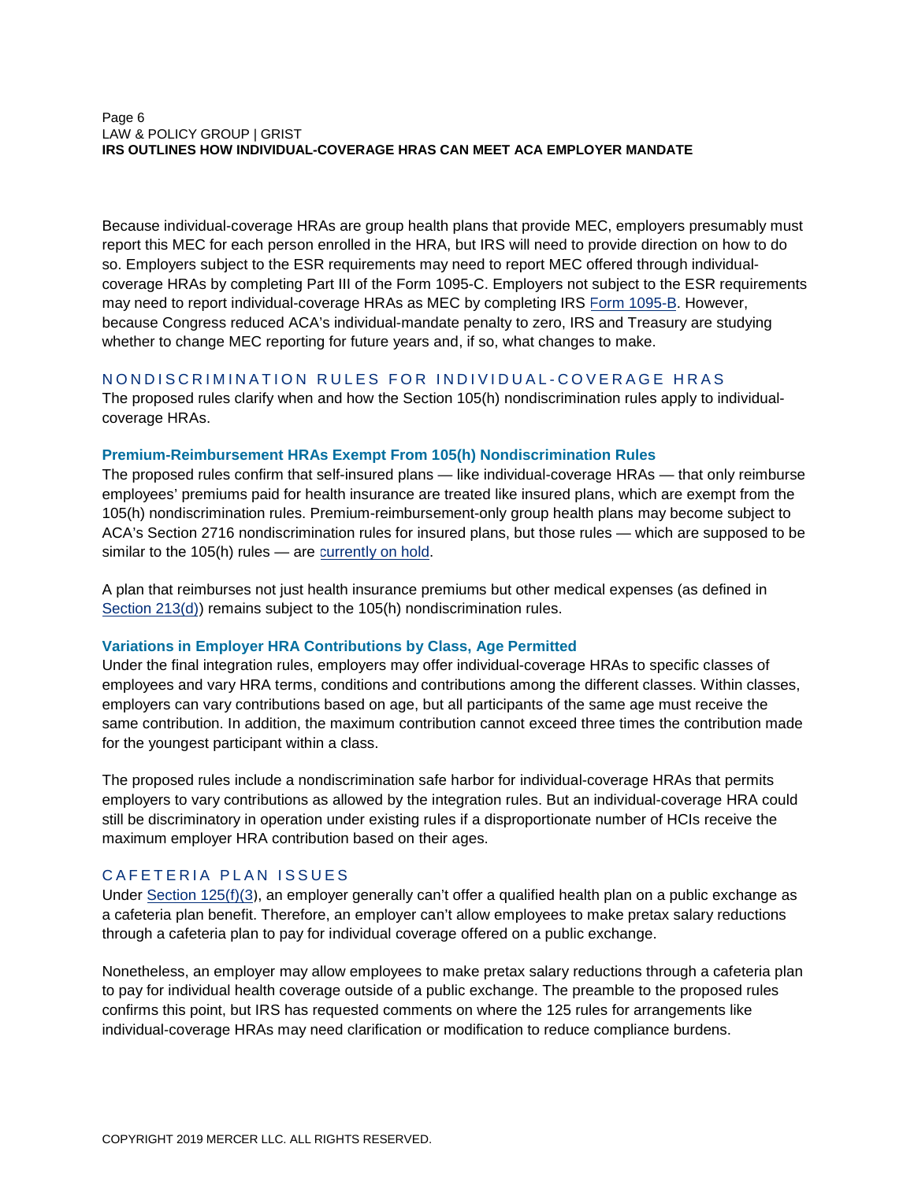Because individual-coverage HRAs are group health plans that provide MEC, employers presumably must report this MEC for each person enrolled in the HRA, but IRS will need to provide direction on how to do so. Employers subject to the ESR requirements may need to report MEC offered through individual-coverage HRAs by completing Part III of the Form 1095-C. Employers not subject to the ESR requirements may need to report individual-coverage HRAs as MEC by completing IRS Form 1095-B. However, because Congress reduced ACA's individual-mandate penalty to zero, IRS and Treasury are studying whether to change MEC reporting for future years and, if so, what changes to make.

## NONDISCRIMINATION RULES FOR INDIVIDUAL-COVERAGE HRAS

The proposed rules clarify when and how the Section 105(h) nondiscrimination rules apply to individual-coverage HRAs.

### Premium-Reimbursement HRAs Exempt From 105(h) Nondiscrimination Rules

The proposed rules confirm that self-insured plans — like individual-coverage HRAs — that only reimburse employees' premiums paid for health insurance are treated like insured plans, which are exempt from the 105(h) nondiscrimination rules. Premium-reimbursement-only group health plans may become subject to ACA's Section 2716 nondiscrimination rules for insured plans, but those rules — which are supposed to be similar to the 105(h) rules — are currently on hold.

A plan that reimburses not just health insurance premiums but other medical expenses (as defined in Section 213(d)) remains subject to the 105(h) nondiscrimination rules.

### Variations in Employer HRA Contributions by Class, Age Permitted

Under the final integration rules, employers may offer individual-coverage HRAs to specific classes of employees and vary HRA terms, conditions and contributions among the different classes. Within classes, employers can vary contributions based on age, but all participants of the same age must receive the same contribution. In addition, the maximum contribution cannot exceed three times the contribution made for the youngest participant within a class.

The proposed rules include a nondiscrimination safe harbor for individual-coverage HRAs that permits employers to vary contributions as allowed by the integration rules. But an individual-coverage HRA could still be discriminatory in operation under existing rules if a disproportionate number of HCIs receive the maximum employer HRA contribution based on their ages.

## CAFETERIA PLAN ISSUES

Under Section 125(f)(3), an employer generally can't offer a qualified health plan on a public exchange as a cafeteria plan benefit. Therefore, an employer can't allow employees to make pretax salary reductions through a cafeteria plan to pay for individual coverage offered on a public exchange.

Nonetheless, an employer may allow employees to make pretax salary reductions through a cafeteria plan to pay for individual health coverage outside of a public exchange. The preamble to the proposed rules confirms this point, but IRS has requested comments on where the 125 rules for arrangements like individual-coverage HRAs may need clarification or modification to reduce compliance burdens.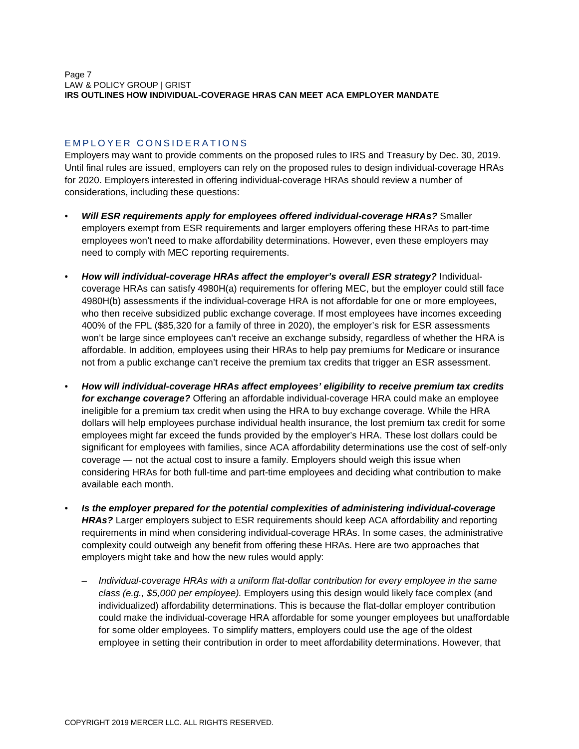## EMPLOYER CONSIDERATIONS

Employers may want to provide comments on the proposed rules to IRS and Treasury by Dec. 30, 2019. Until final rules are issued, employers can rely on the proposed rules to design individual-coverage HRAs for 2020. Employers interested in offering individual-coverage HRAs should review a number of considerations, including these questions:

- ***Will ESR requirements apply for employees offered individual-coverage HRAs?*** Smaller employers exempt from ESR requirements and larger employers offering these HRAs to part-time employees won't need to make affordability determinations. However, even these employers may need to comply with MEC reporting requirements.
- ***How will individual-coverage HRAs affect the employer's overall ESR strategy?*** Individual-coverage HRAs can satisfy 4980H(a) requirements for offering MEC, but the employer could still face 4980H(b) assessments if the individual-coverage HRA is not affordable for one or more employees, who then receive subsidized public exchange coverage. If most employees have incomes exceeding 400% of the FPL ($85,320 for a family of three in 2020), the employer's risk for ESR assessments won't be large since employees can't receive an exchange subsidy, regardless of whether the HRA is affordable. In addition, employees using their HRAs to help pay premiums for Medicare or insurance not from a public exchange can't receive the premium tax credits that trigger an ESR assessment.
- ***How will individual-coverage HRAs affect employees' eligibility to receive premium tax credits for exchange coverage?*** Offering an affordable individual-coverage HRA could make an employee ineligible for a premium tax credit when using the HRA to buy exchange coverage. While the HRA dollars will help employees purchase individual health insurance, the lost premium tax credit for some employees might far exceed the funds provided by the employer's HRA. These lost dollars could be significant for employees with families, since ACA affordability determinations use the cost of self-only coverage — not the actual cost to insure a family. Employers should weigh this issue when considering HRAs for both full-time and part-time employees and deciding what contribution to make available each month.
- ***Is the employer prepared for the potential complexities of administering individual-coverage HRAs?*** Larger employers subject to ESR requirements should keep ACA affordability and reporting requirements in mind when considering individual-coverage HRAs. In some cases, the administrative complexity could outweigh any benefit from offering these HRAs. Here are two approaches that employers might take and how the new rules would apply:
  - *Individual-coverage HRAs with a uniform flat-dollar contribution for every employee in the same class (e.g., $5,000 per employee).* Employers using this design would likely face complex (and individualized) affordability determinations. This is because the flat-dollar employer contribution could make the individual-coverage HRA affordable for some younger employees but unaffordable for some older employees. To simplify matters, employers could use the age of the oldest employee in setting their contribution in order to meet affordability determinations. However, that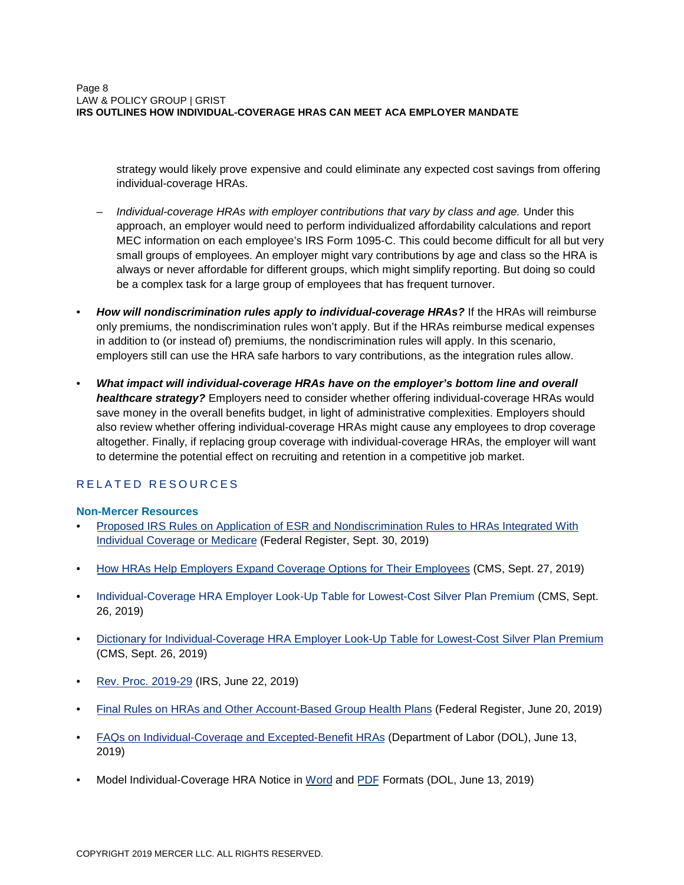strategy would likely prove expensive and could eliminate any expected cost savings from offering individual-coverage HRAs.

  - *Individual-coverage HRAs with employer contributions that vary by class and age.* Under this approach, an employer would need to perform individualized affordability calculations and report MEC information on each employee's IRS Form 1095-C. This could become difficult for all but very small groups of employees. An employer might vary contributions by age and class so the HRA is always or never affordable for different groups, which might simplify reporting. But doing so could be a complex task for a large group of employees that has frequent turnover.

- ***How will nondiscrimination rules apply to individual-coverage HRAs?*** If the HRAs will reimburse only premiums, the nondiscrimination rules won't apply. But if the HRAs reimburse medical expenses in addition to (or instead of) premiums, the nondiscrimination rules will apply. In this scenario, employers still can use the HRA safe harbors to vary contributions, as the integration rules allow.

- ***What impact will individual-coverage HRAs have on the employer's bottom line and overall healthcare strategy?*** Employers need to consider whether offering individual-coverage HRAs would save money in the overall benefits budget, in light of administrative complexities. Employers should also review whether offering individual-coverage HRAs might cause any employees to drop coverage altogether. Finally, if replacing group coverage with individual-coverage HRAs, the employer will want to determine the potential effect on recruiting and retention in a competitive job market.

## RELATED RESOURCES

### Non-Mercer Resources

- Proposed IRS Rules on Application of ESR and Nondiscrimination Rules to HRAs Integrated With Individual Coverage or Medicare (Federal Register, Sept. 30, 2019)
- How HRAs Help Employers Expand Coverage Options for Their Employees (CMS, Sept. 27, 2019)
- Individual-Coverage HRA Employer Look-Up Table for Lowest-Cost Silver Plan Premium (CMS, Sept. 26, 2019)
- Dictionary for Individual-Coverage HRA Employer Look-Up Table for Lowest-Cost Silver Plan Premium (CMS, Sept. 26, 2019)
- Rev. Proc. 2019-29 (IRS, June 22, 2019)
- Final Rules on HRAs and Other Account-Based Group Health Plans (Federal Register, June 20, 2019)
- FAQs on Individual-Coverage and Excepted-Benefit HRAs (Department of Labor (DOL), June 13, 2019)
- Model Individual-Coverage HRA Notice in Word and PDF Formats (DOL, June 13, 2019)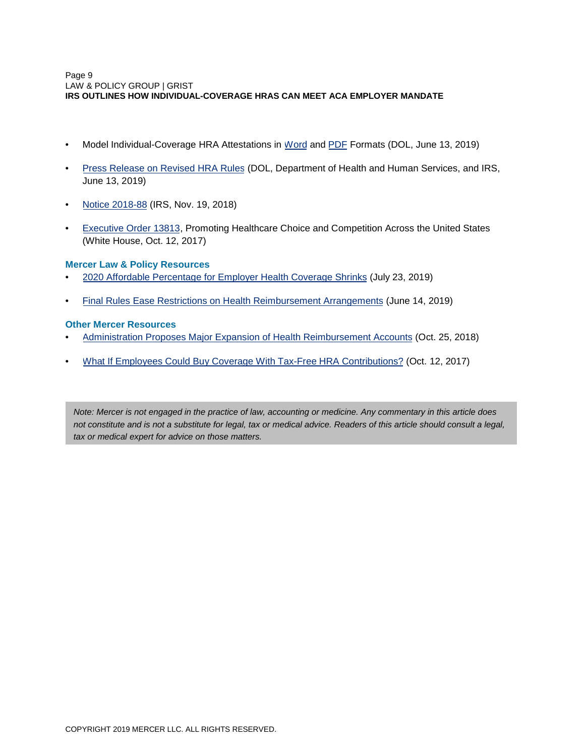- Model Individual-Coverage HRA Attestations in Word and PDF Formats (DOL, June 13, 2019)

- Press Release on Revised HRA Rules (DOL, Department of Health and Human Services, and IRS, June 13, 2019)

- Notice 2018-88 (IRS, Nov. 19, 2018)

- Executive Order 13813, Promoting Healthcare Choice and Competition Across the United States (White House, Oct. 12, 2017)

### Mercer Law & Policy Resources

- 2020 Affordable Percentage for Employer Health Coverage Shrinks (July 23, 2019)

- Final Rules Ease Restrictions on Health Reimbursement Arrangements (June 14, 2019)

### Other Mercer Resources

- Administration Proposes Major Expansion of Health Reimbursement Accounts (Oct. 25, 2018)

- What If Employees Could Buy Coverage With Tax-Free HRA Contributions? (Oct. 12, 2017)

*Note: Mercer is not engaged in the practice of law, accounting or medicine. Any commentary in this article does not constitute and is not a substitute for legal, tax or medical advice. Readers of this article should consult a legal, tax or medical expert for advice on those matters.*

COPYRIGHT 2019 MERCER LLC. ALL RIGHTS RESERVED.